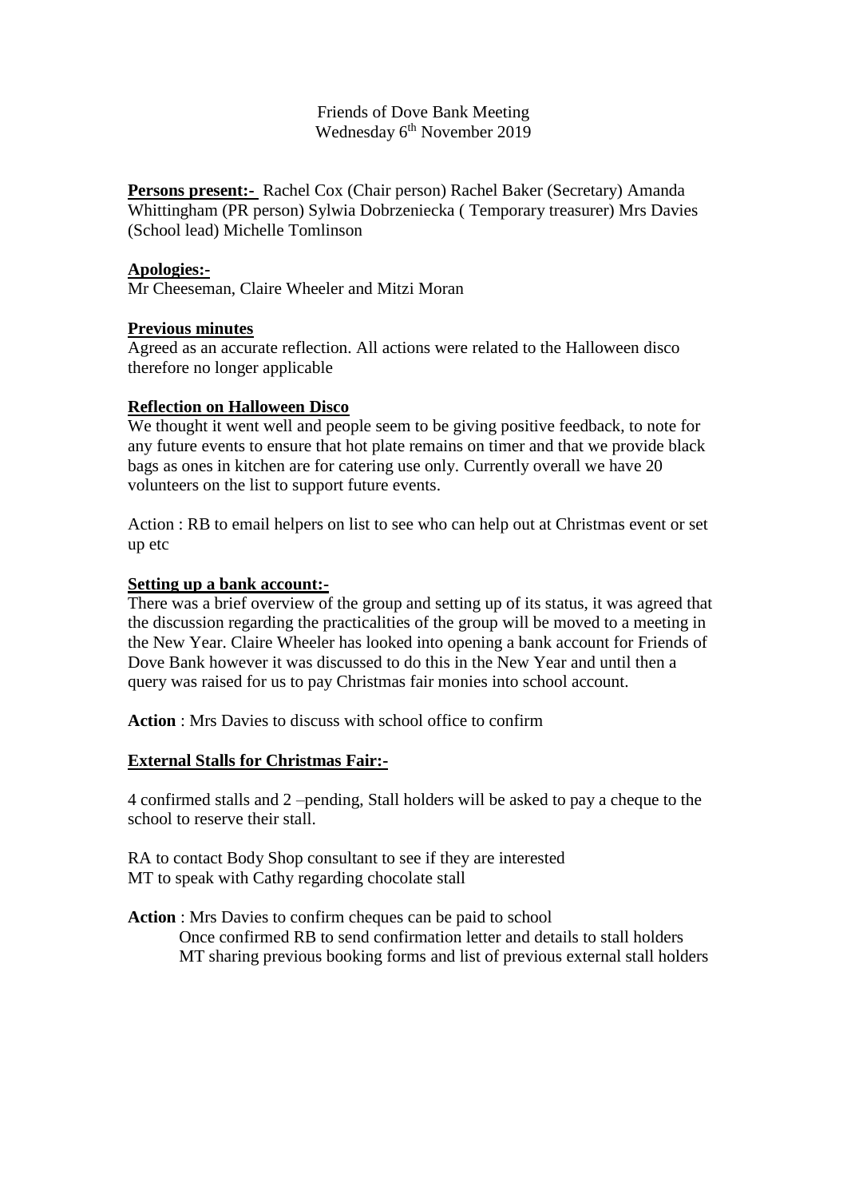Friends of Dove Bank Meeting
Wednesday 6th November 2019

**Persons present:-** Rachel Cox (Chair person) Rachel Baker (Secretary) Amanda Whittingham (PR person) Sylwia Dobrzeniecka ( Temporary treasurer) Mrs Davies (School lead) Michelle Tomlinson

**Apologies:-**
Mr Cheeseman, Claire Wheeler and Mitzi Moran

**Previous minutes**
Agreed as an accurate reflection. All actions were related to the Halloween disco therefore no longer applicable

**Reflection on Halloween Disco**
We thought it went well and people seem to be giving positive feedback, to note for any future events to ensure that hot plate remains on timer and that we provide black bags as ones in kitchen are for catering use only. Currently overall we have 20 volunteers on the list to support future events.

Action : RB to email helpers on list to see who can help out at Christmas event or set up etc

**Setting up a bank account:-**
There was a brief overview of the group and setting up of its status, it was agreed that the discussion regarding the practicalities of the group will be moved to a meeting in the New Year. Claire Wheeler has looked into opening a bank account for Friends of Dove Bank however it was discussed to do this in the New Year and until then a query was raised for us to pay Christmas fair monies into school account.

**Action** : Mrs Davies to discuss with school office to confirm

**External Stalls for Christmas Fair:-**

4 confirmed stalls and 2 –pending, Stall holders will be asked to pay a cheque to the school to reserve their stall.

RA to contact Body Shop consultant to see if they are interested
MT to speak with Cathy regarding chocolate stall

**Action** : Mrs Davies to confirm cheques can be paid to school
Once confirmed RB to send confirmation letter and details to stall holders
MT sharing previous booking forms and list of previous external stall holders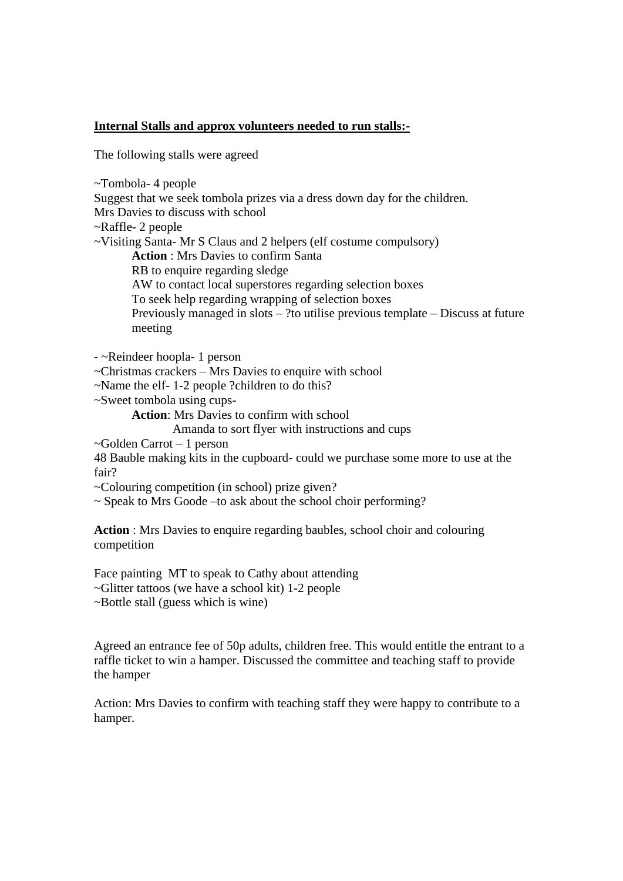**<u>Internal Stalls and approx volunteers needed to run stalls:-</u>**

The following stalls were agreed

~Tombola- 4 people
Suggest that we seek tombola prizes via a dress down day for the children.
Mrs Davies to discuss with school
~Raffle- 2 people
~Visiting Santa- Mr S Claus and 2 helpers (elf costume compulsory)

> **Action** : Mrs Davies to confirm Santa
> RB to enquire regarding sledge
> AW to contact local superstores regarding selection boxes
> To seek help regarding wrapping of selection boxes
> Previously managed in slots – ?to utilise previous template – Discuss at future meeting

- ~Reindeer hoopla- 1 person
~Christmas crackers – Mrs Davies to enquire with school
~Name the elf- 1-2 people ?children to do this?
~Sweet tombola using cups-

> **Action**: Mrs Davies to confirm with school
> Amanda to sort flyer with instructions and cups

~Golden Carrot – 1 person
48 Bauble making kits in the cupboard- could we purchase some more to use at the fair?
~Colouring competition (in school) prize given?
~ Speak to Mrs Goode –to ask about the school choir performing?

**Action** : Mrs Davies to enquire regarding baubles, school choir and colouring competition

Face painting MT to speak to Cathy about attending
~Glitter tattoos (we have a school kit) 1-2 people
~Bottle stall (guess which is wine)

Agreed an entrance fee of 50p adults, children free. This would entitle the entrant to a raffle ticket to win a hamper. Discussed the committee and teaching staff to provide the hamper

Action: Mrs Davies to confirm with teaching staff they were happy to contribute to a hamper.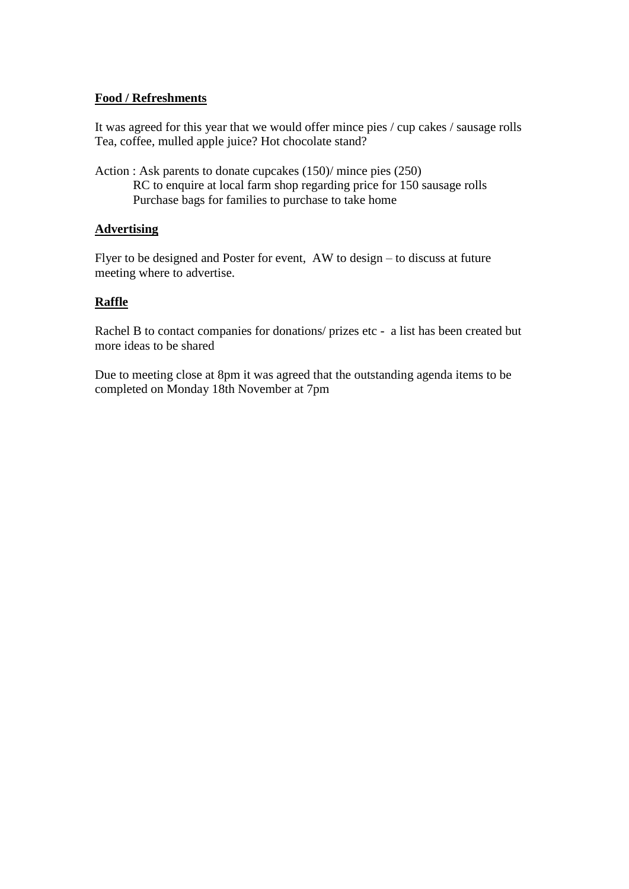**Food / Refreshments**

It was agreed for this year that we would offer mince pies / cup cakes / sausage rolls
Tea, coffee, mulled apple juice? Hot chocolate stand?

Action : Ask parents to donate cupcakes (150)/ mince pies (250)
RC to enquire at local farm shop regarding price for 150 sausage rolls
Purchase bags for families to purchase to take home

**Advertising**

Flyer to be designed and Poster for event, AW to design – to discuss at future meeting where to advertise.

**Raffle**

Rachel B to contact companies for donations/ prizes etc - a list has been created but more ideas to be shared

Due to meeting close at 8pm it was agreed that the outstanding agenda items to be completed on Monday 18th November at 7pm